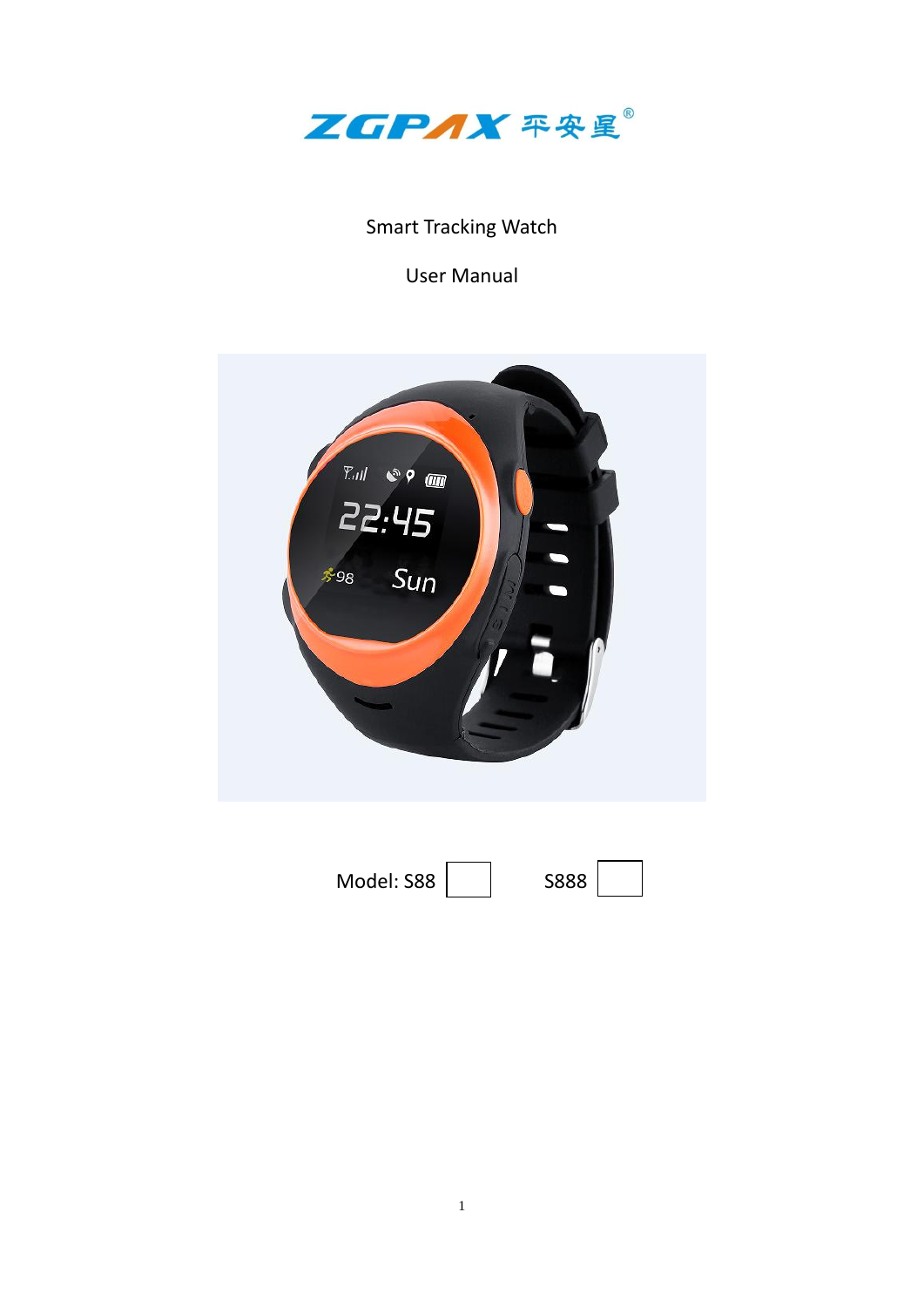ZGPAX 平安星®

Smart Tracking Watch

User Manual

Model: S88 ☐ S888 ☐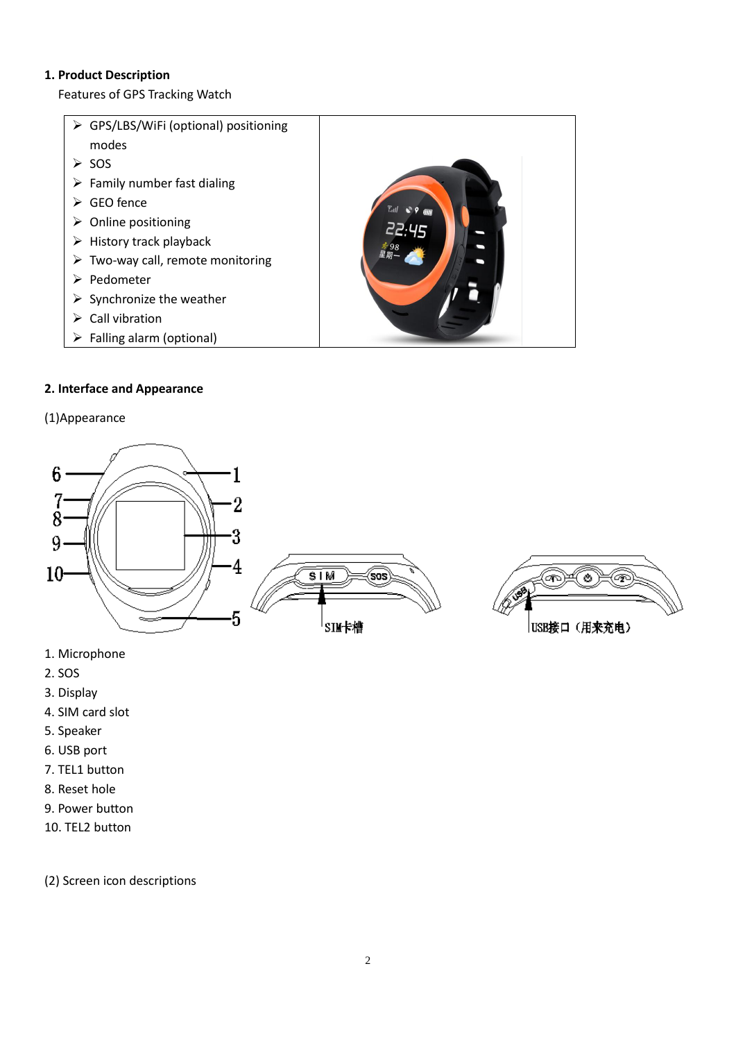## 1. Product Description

Features of GPS Tracking Watch

| | |
|---|---|
| ➢ GPS/LBS/WiFi (optional) positioning modes<br>➢ SOS<br>➢ Family number fast dialing<br>➢ GEO fence<br>➢ Online positioning<br>➢ History track playback<br>➢ Two-way call, remote monitoring<br>➢ Pedometer<br>➢ Synchronize the weather<br>➢ Call vibration<br>➢ Falling alarm (optional) | |

## 2. Interface and Appearance

(1)Appearance

SIM卡槽

USB接口（用来充电）

1. Microphone
2. SOS
3. Display
4. SIM card slot
5. Speaker
6. USB port
7. TEL1 button
8. Reset hole
9. Power button
10. TEL2 button

(2) Screen icon descriptions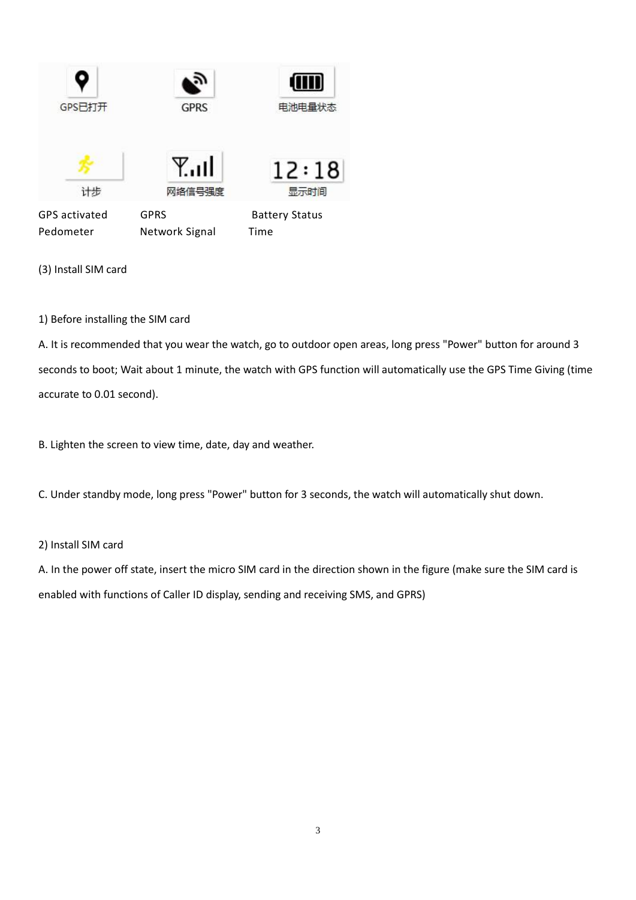GPS已打开 GPRS 电池电量状态

计步 网络信号强度 12:18 显示时间

GPS activated GPRS Battery Status

Pedometer Network Signal Time

(3) Install SIM card

1) Before installing the SIM card

A. It is recommended that you wear the watch, go to outdoor open areas, long press "Power" button for around 3 seconds to boot; Wait about 1 minute, the watch with GPS function will automatically use the GPS Time Giving (time accurate to 0.01 second).

B. Lighten the screen to view time, date, day and weather.

C. Under standby mode, long press "Power" button for 3 seconds, the watch will automatically shut down.

2) Install SIM card

A. In the power off state, insert the micro SIM card in the direction shown in the figure (make sure the SIM card is enabled with functions of Caller ID display, sending and receiving SMS, and GPRS)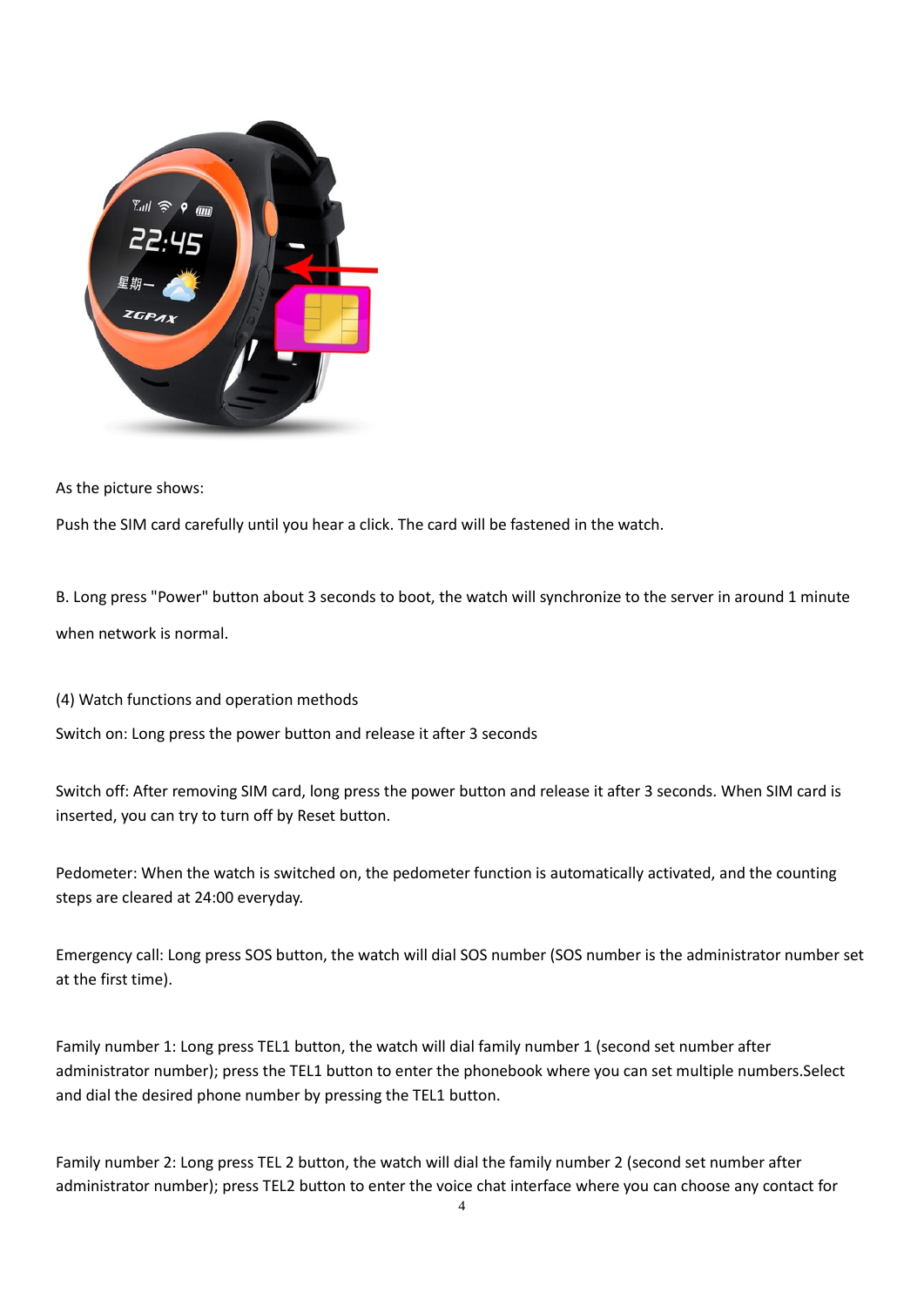As the picture shows:

Push the SIM card carefully until you hear a click. The card will be fastened in the watch.

B. Long press "Power" button about 3 seconds to boot, the watch will synchronize to the server in around 1 minute when network is normal.

(4) Watch functions and operation methods

Switch on: Long press the power button and release it after 3 seconds

Switch off: After removing SIM card, long press the power button and release it after 3 seconds. When SIM card is inserted, you can try to turn off by Reset button.

Pedometer: When the watch is switched on, the pedometer function is automatically activated, and the counting steps are cleared at 24:00 everyday.

Emergency call: Long press SOS button, the watch will dial SOS number (SOS number is the administrator number set at the first time).

Family number 1: Long press TEL1 button, the watch will dial family number 1 (second set number after administrator number); press the TEL1 button to enter the phonebook where you can set multiple numbers.Select and dial the desired phone number by pressing the TEL1 button.

Family number 2: Long press TEL 2 button, the watch will dial the family number 2 (second set number after administrator number); press TEL2 button to enter the voice chat interface where you can choose any contact for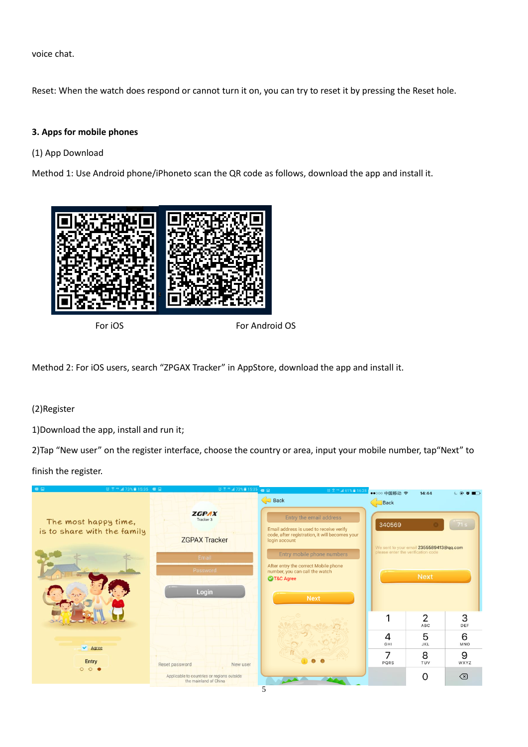voice chat.

Reset: When the watch does respond or cannot turn it on, you can try to reset it by pressing the Reset hole.

**3. Apps for mobile phones**

(1) App Download

Method 1: Use Android phone/iPhoneto scan the QR code as follows, download the app and install it.

For iOS

For Android OS

Method 2: For iOS users, search "ZPGAX Tracker" in AppStore, download the app and install it.

(2)Register

1)Download the app, install and run it;

2)Tap "New user" on the register interface, choose the country or area, input your mobile number, tap"Next" to finish the register.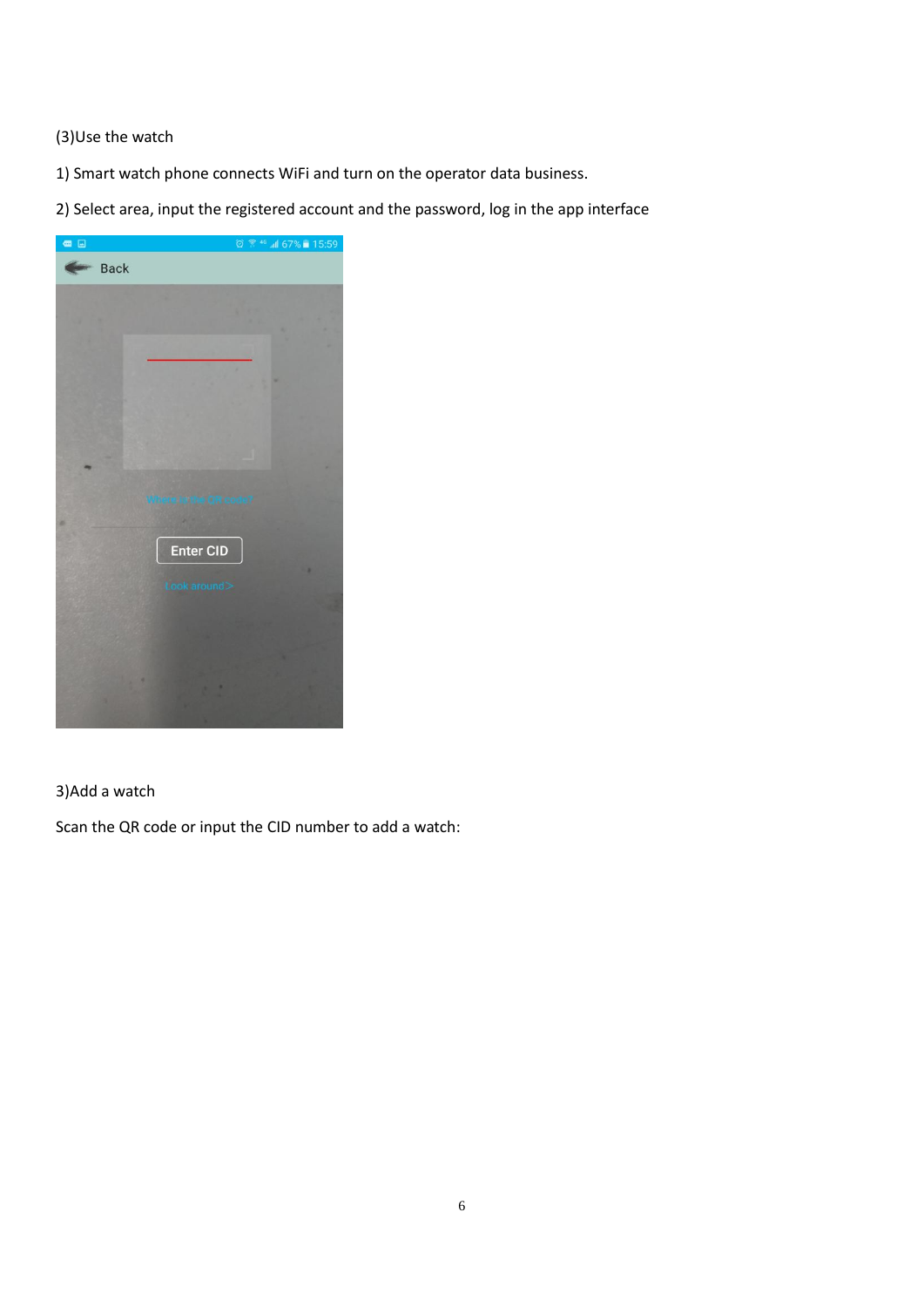(3)Use the watch

1) Smart watch phone connects WiFi and turn on the operator data business.

2) Select area, input the registered account and the password, log in the app interface

3)Add a watch

Scan the QR code or input the CID number to add a watch: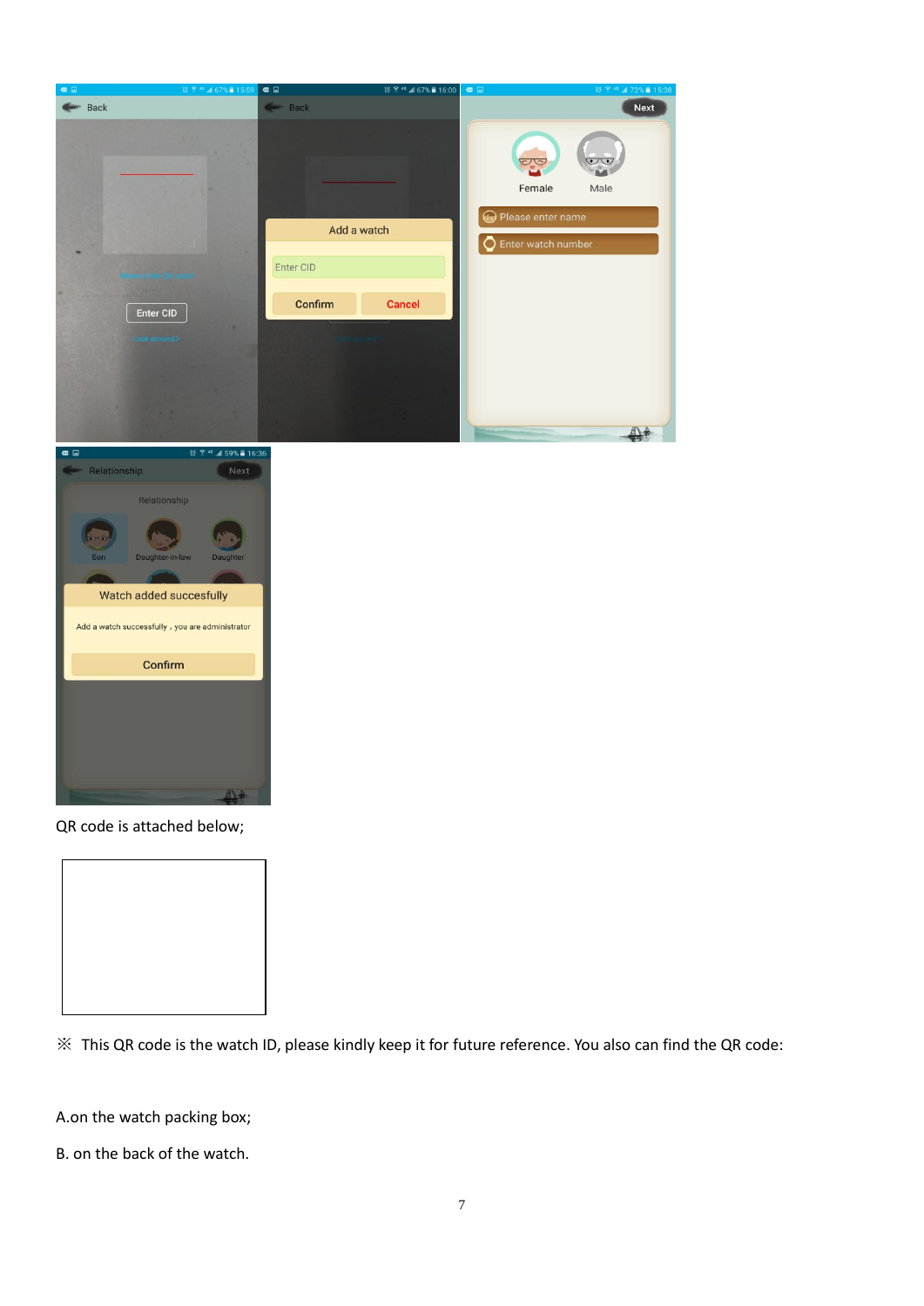QR code is attached below;

※ This QR code is the watch ID, please kindly keep it for future reference. You also can find the QR code:

A.on the watch packing box;

B. on the back of the watch.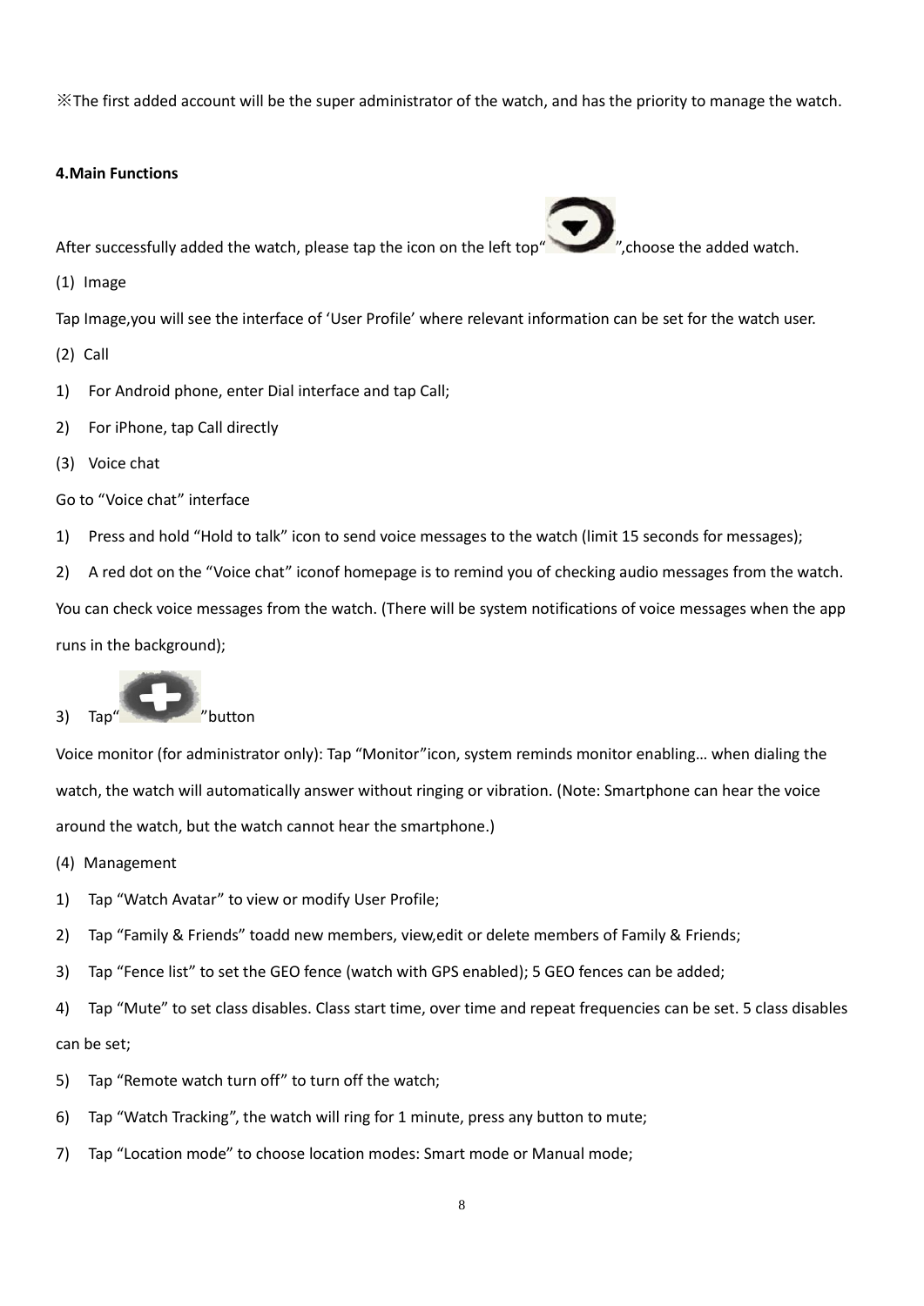※The first added account will be the super administrator of the watch, and has the priority to manage the watch.

**4.Main Functions**

After successfully added the watch, please tap the icon on the left top“ ”,choose the added watch.

(1) Image

Tap Image,you will see the interface of ‘User Profile’ where relevant information can be set for the watch user.

(2) Call

1) For Android phone, enter Dial interface and tap Call;

2) For iPhone, tap Call directly

(3) Voice chat

Go to “Voice chat” interface

1) Press and hold “Hold to talk” icon to send voice messages to the watch (limit 15 seconds for messages);

2) A red dot on the “Voice chat” iconof homepage is to remind you of checking audio messages from the watch. You can check voice messages from the watch. (There will be system notifications of voice messages when the app runs in the background);

3) Tap“ ”button

Voice monitor (for administrator only): Tap “Monitor”icon, system reminds monitor enabling… when dialing the watch, the watch will automatically answer without ringing or vibration. (Note: Smartphone can hear the voice around the watch, but the watch cannot hear the smartphone.)

(4) Management

1) Tap “Watch Avatar” to view or modify User Profile;

2) Tap “Family & Friends” toadd new members, view,edit or delete members of Family & Friends;

3) Tap “Fence list” to set the GEO fence (watch with GPS enabled); 5 GEO fences can be added;

4) Tap “Mute” to set class disables. Class start time, over time and repeat frequencies can be set. 5 class disables can be set;

5) Tap “Remote watch turn off” to turn off the watch;

6) Tap “Watch Tracking”, the watch will ring for 1 minute, press any button to mute;

7) Tap “Location mode” to choose location modes: Smart mode or Manual mode;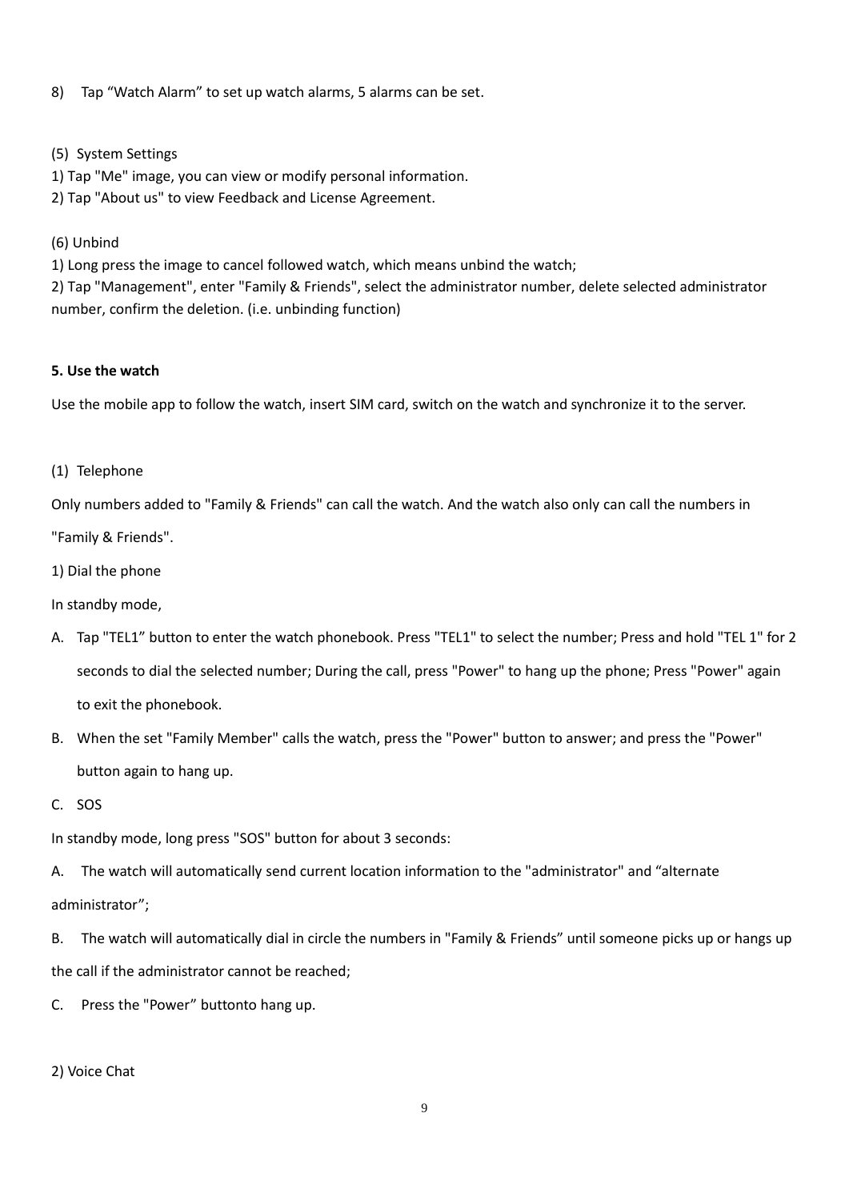8) Tap “Watch Alarm” to set up watch alarms, 5 alarms can be set.

(5) System Settings

1) Tap "Me" image, you can view or modify personal information.

2) Tap "About us" to view Feedback and License Agreement.

(6) Unbind

1) Long press the image to cancel followed watch, which means unbind the watch;

2) Tap "Management", enter "Family & Friends", select the administrator number, delete selected administrator number, confirm the deletion. (i.e. unbinding function)

**5. Use the watch**

Use the mobile app to follow the watch, insert SIM card, switch on the watch and synchronize it to the server.

(1) Telephone

Only numbers added to "Family & Friends" can call the watch. And the watch also only can call the numbers in "Family & Friends".

1) Dial the phone

In standby mode,

A. Tap "TEL1” button to enter the watch phonebook. Press "TEL1" to select the number; Press and hold "TEL 1" for 2 seconds to dial the selected number; During the call, press "Power" to hang up the phone; Press "Power" again to exit the phonebook.

B. When the set "Family Member" calls the watch, press the "Power" button to answer; and press the "Power" button again to hang up.

C. SOS

In standby mode, long press "SOS" button for about 3 seconds:

A. The watch will automatically send current location information to the "administrator" and “alternate administrator”;

B. The watch will automatically dial in circle the numbers in "Family & Friends” until someone picks up or hangs up the call if the administrator cannot be reached;

C. Press the "Power” buttonto hang up.

2) Voice Chat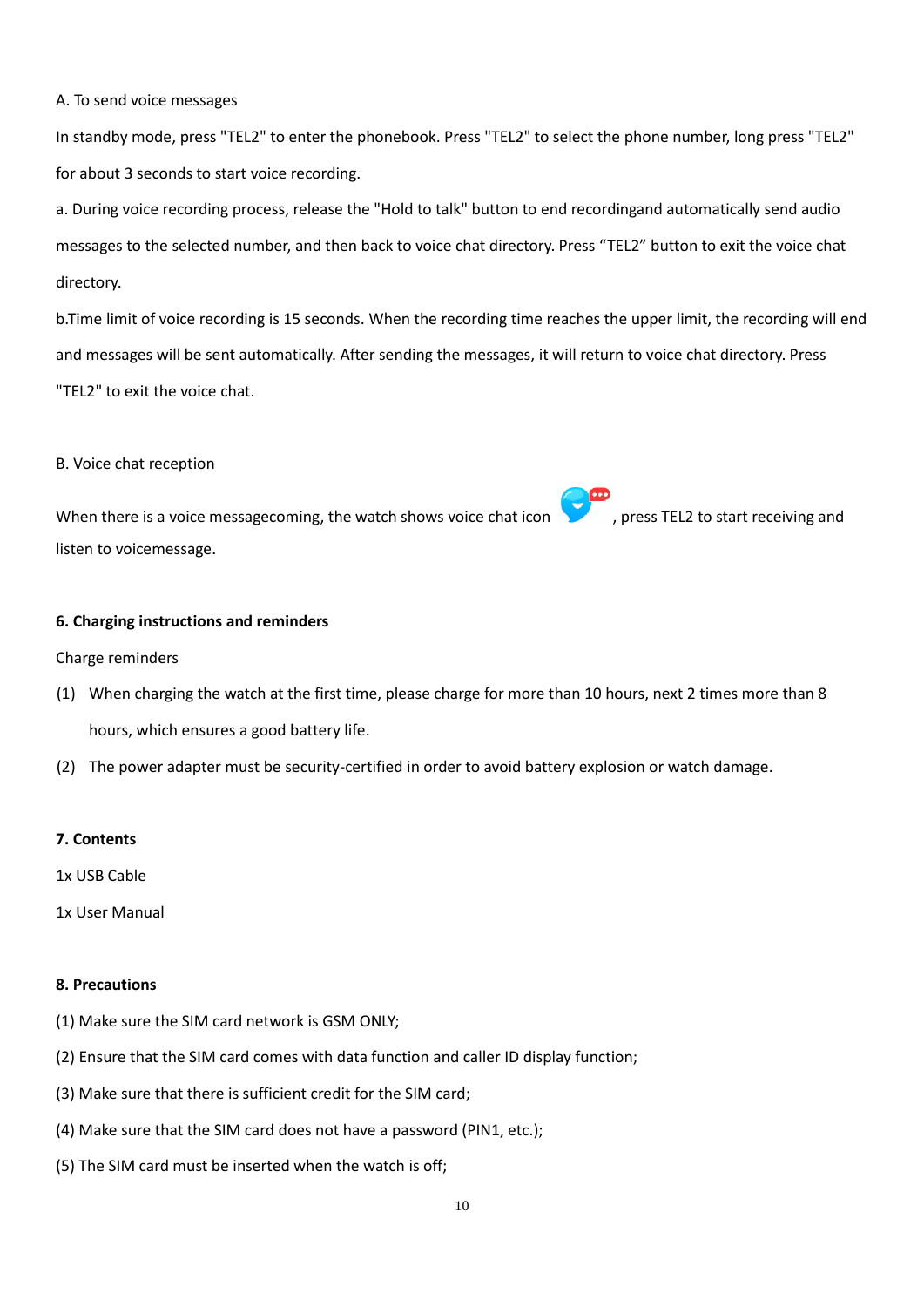A. To send voice messages

In standby mode, press "TEL2" to enter the phonebook. Press "TEL2" to select the phone number, long press "TEL2" for about 3 seconds to start voice recording.

a. During voice recording process, release the "Hold to talk" button to end recordingand automatically send audio messages to the selected number, and then back to voice chat directory. Press “TEL2” button to exit the voice chat directory.

b.Time limit of voice recording is 15 seconds. When the recording time reaches the upper limit, the recording will end and messages will be sent automatically. After sending the messages, it will return to voice chat directory. Press "TEL2" to exit the voice chat.

B. Voice chat reception

When there is a voice messagecoming, the watch shows voice chat icon , press TEL2 to start receiving and listen to voicemessage.

**6. Charging instructions and reminders**

Charge reminders

(1) When charging the watch at the first time, please charge for more than 10 hours, next 2 times more than 8 hours, which ensures a good battery life.

(2) The power adapter must be security-certified in order to avoid battery explosion or watch damage.

**7. Contents**

1x USB Cable

1x User Manual

**8. Precautions**

(1) Make sure the SIM card network is GSM ONLY;

(2) Ensure that the SIM card comes with data function and caller ID display function;

(3) Make sure that there is sufficient credit for the SIM card;

(4) Make sure that the SIM card does not have a password (PIN1, etc.);

(5) The SIM card must be inserted when the watch is off;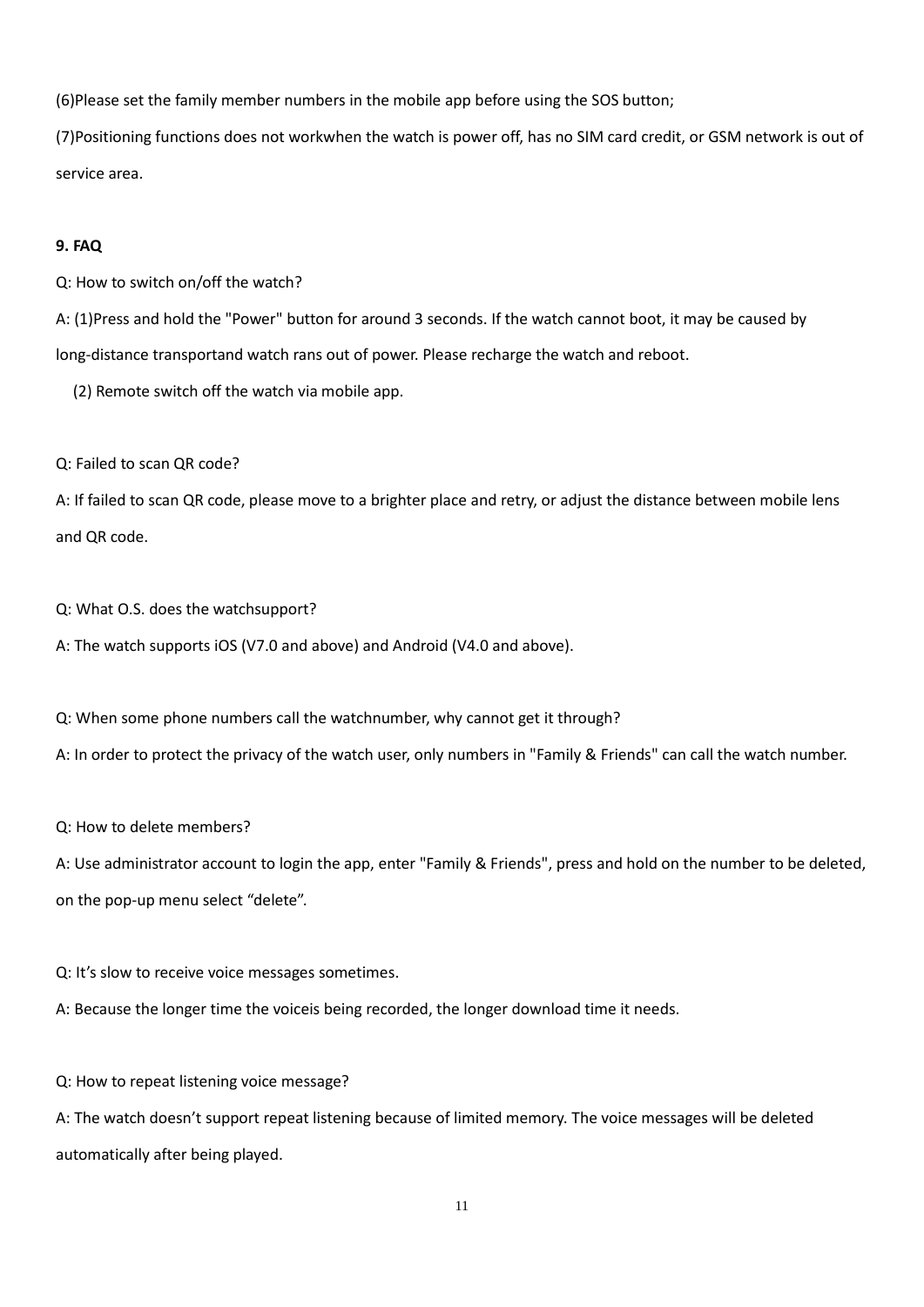(6)Please set the family member numbers in the mobile app before using the SOS button;

(7)Positioning functions does not workwhen the watch is power off, has no SIM card credit, or GSM network is out of service area.

**9. FAQ**

Q: How to switch on/off the watch?

A: (1)Press and hold the "Power" button for around 3 seconds. If the watch cannot boot, it may be caused by long-distance transportand watch rans out of power. Please recharge the watch and reboot.

(2) Remote switch off the watch via mobile app.

Q: Failed to scan QR code?

A: If failed to scan QR code, please move to a brighter place and retry, or adjust the distance between mobile lens and QR code.

Q: What O.S. does the watchsupport?

A: The watch supports iOS (V7.0 and above) and Android (V4.0 and above).

Q: When some phone numbers call the watchnumber, why cannot get it through?

A: In order to protect the privacy of the watch user, only numbers in "Family & Friends" can call the watch number.

Q: How to delete members?

A: Use administrator account to login the app, enter "Family & Friends", press and hold on the number to be deleted, on the pop-up menu select “delete”.

Q: It’s slow to receive voice messages sometimes.

A: Because the longer time the voiceis being recorded, the longer download time it needs.

Q: How to repeat listening voice message?

A: The watch doesn’t support repeat listening because of limited memory. The voice messages will be deleted automatically after being played.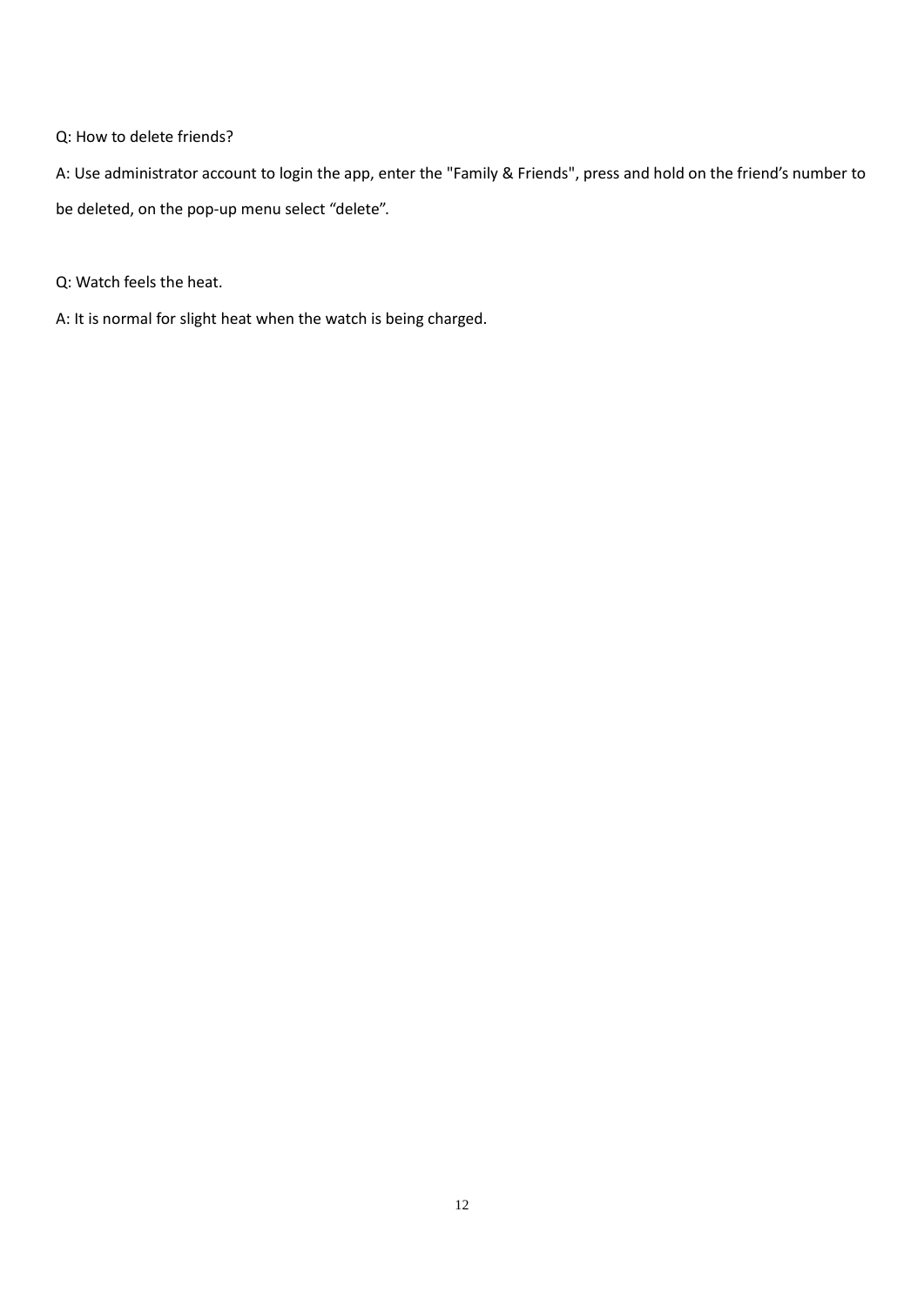Q: How to delete friends?

A: Use administrator account to login the app, enter the "Family & Friends", press and hold on the friend's number to be deleted, on the pop-up menu select “delete”.

Q: Watch feels the heat.

A: It is normal for slight heat when the watch is being charged.